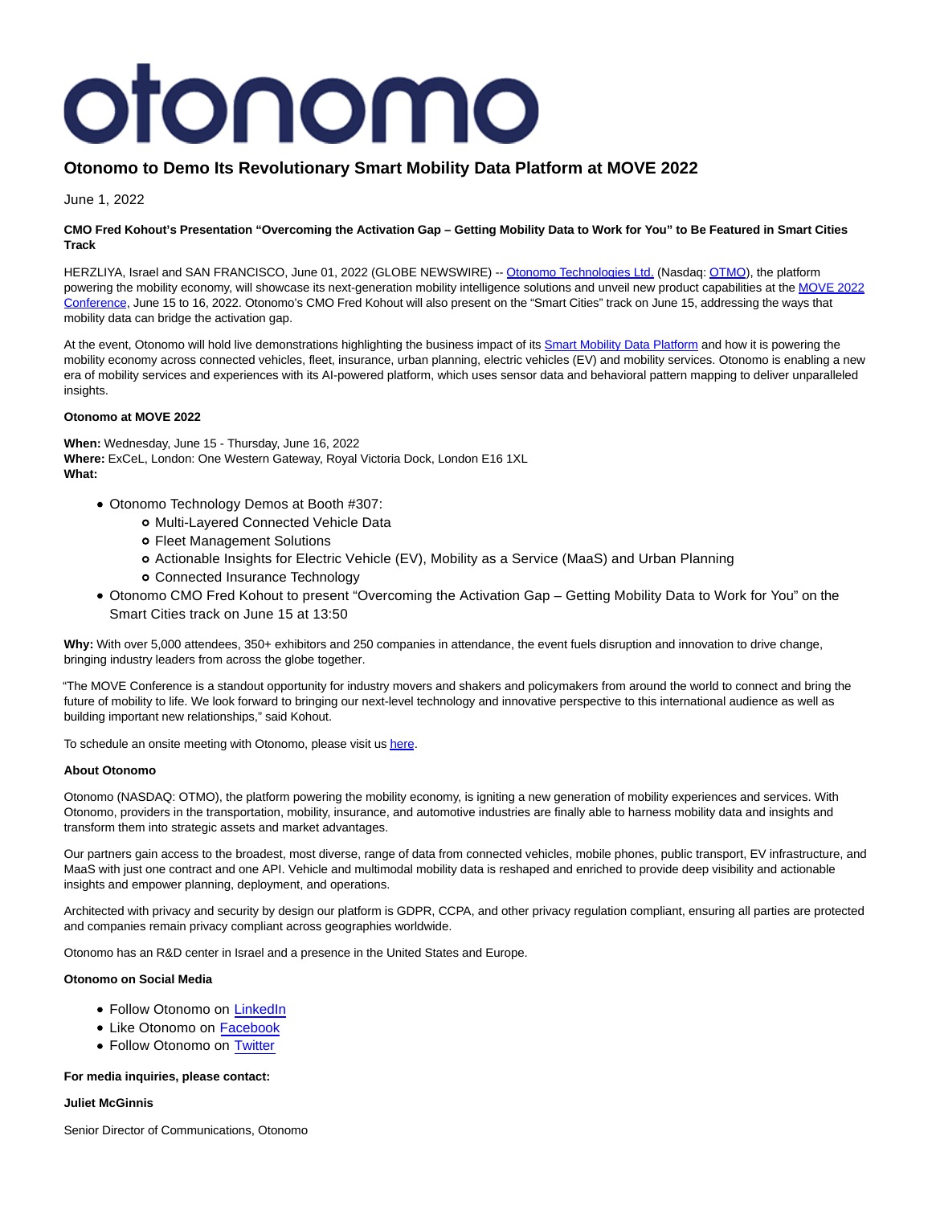# otonomo

## Otonomo to Demo Its Revolutionary Smart Mobility Data Platform at MOVE 2022

June 1, 2022

**CMO Fred Kohout's Presentation "Overcoming the Activation Gap – Getting Mobility Data to Work for You" to Be Featured in Smart Cities Track**

HERZLIYA, Israel and SAN FRANCISCO, June 01, 2022 (GLOBE NEWSWIRE) -- Otonomo Technologies Ltd. (Nasdaq: OTMO), the platform powering the mobility economy, will showcase its next-generation mobility intelligence solutions and unveil new product capabilities at the MOVE 2022 Conference, June 15 to 16, 2022. Otonomo's CMO Fred Kohout will also present on the "Smart Cities" track on June 15, addressing the ways that mobility data can bridge the activation gap.

At the event, Otonomo will hold live demonstrations highlighting the business impact of its Smart Mobility Data Platform and how it is powering the mobility economy across connected vehicles, fleet, insurance, urban planning, electric vehicles (EV) and mobility services. Otonomo is enabling a new era of mobility services and experiences with its AI-powered platform, which uses sensor data and behavioral pattern mapping to deliver unparalleled insights.

**Otonomo at MOVE 2022**

**When:** Wednesday, June 15 - Thursday, June 16, 2022
**Where:** ExCeL, London: One Western Gateway, Royal Victoria Dock, London E16 1XL
**What:**

- Otonomo Technology Demos at Booth #307:
  - Multi-Layered Connected Vehicle Data
  - Fleet Management Solutions
  - Actionable Insights for Electric Vehicle (EV), Mobility as a Service (MaaS) and Urban Planning
  - Connected Insurance Technology
- Otonomo CMO Fred Kohout to present "Overcoming the Activation Gap – Getting Mobility Data to Work for You" on the Smart Cities track on June 15 at 13:50

**Why:** With over 5,000 attendees, 350+ exhibitors and 250 companies in attendance, the event fuels disruption and innovation to drive change, bringing industry leaders from across the globe together.

"The MOVE Conference is a standout opportunity for industry movers and shakers and policymakers from around the world to connect and bring the future of mobility to life. We look forward to bringing our next-level technology and innovative perspective to this international audience as well as building important new relationships," said Kohout.

To schedule an onsite meeting with Otonomo, please visit us here.

**About Otonomo**

Otonomo (NASDAQ: OTMO), the platform powering the mobility economy, is igniting a new generation of mobility experiences and services. With Otonomo, providers in the transportation, mobility, insurance, and automotive industries are finally able to harness mobility data and insights and transform them into strategic assets and market advantages.

Our partners gain access to the broadest, most diverse, range of data from connected vehicles, mobile phones, public transport, EV infrastructure, and MaaS with just one contract and one API. Vehicle and multimodal mobility data is reshaped and enriched to provide deep visibility and actionable insights and empower planning, deployment, and operations.

Architected with privacy and security by design our platform is GDPR, CCPA, and other privacy regulation compliant, ensuring all parties are protected and companies remain privacy compliant across geographies worldwide.

Otonomo has an R&D center in Israel and a presence in the United States and Europe.

**Otonomo on Social Media**

- Follow Otonomo on LinkedIn
- Like Otonomo on Facebook
- Follow Otonomo on Twitter

**For media inquiries, please contact:**

**Juliet McGinnis**

Senior Director of Communications, Otonomo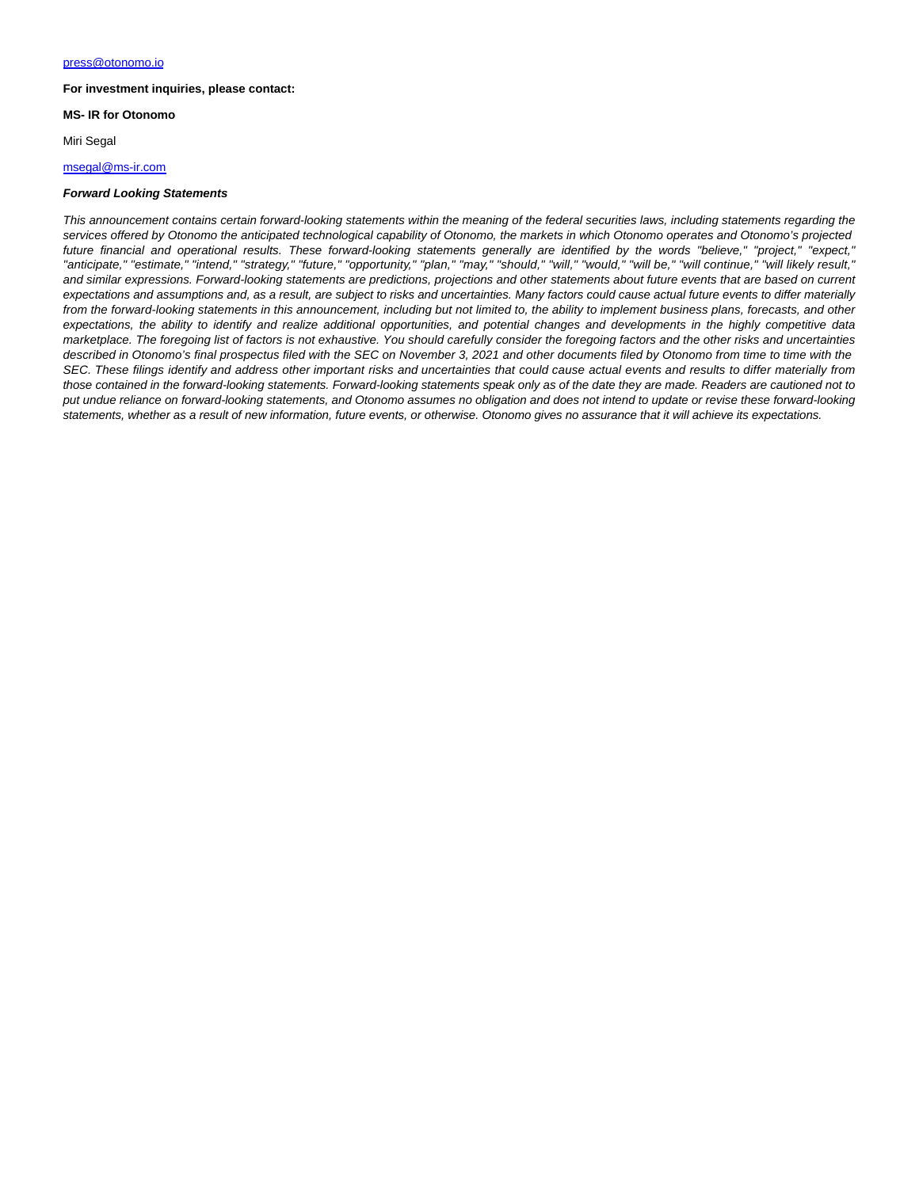press@otonomo.io

**For investment inquiries, please contact:**

**MS- IR for Otonomo**

Miri Segal

msegal@ms-ir.com

***Forward Looking Statements***

*This announcement contains certain forward-looking statements within the meaning of the federal securities laws, including statements regarding the services offered by Otonomo the anticipated technological capability of Otonomo, the markets in which Otonomo operates and Otonomo's projected future financial and operational results. These forward-looking statements generally are identified by the words "believe," "project," "expect," "anticipate," "estimate," "intend," "strategy," "future," "opportunity," "plan," "may," "should," "will," "would," "will be," "will continue," "will likely result," and similar expressions. Forward-looking statements are predictions, projections and other statements about future events that are based on current expectations and assumptions and, as a result, are subject to risks and uncertainties. Many factors could cause actual future events to differ materially from the forward-looking statements in this announcement, including but not limited to, the ability to implement business plans, forecasts, and other expectations, the ability to identify and realize additional opportunities, and potential changes and developments in the highly competitive data marketplace. The foregoing list of factors is not exhaustive. You should carefully consider the foregoing factors and the other risks and uncertainties described in Otonomo's final prospectus filed with the SEC on November 3, 2021 and other documents filed by Otonomo from time to time with the SEC. These filings identify and address other important risks and uncertainties that could cause actual events and results to differ materially from those contained in the forward-looking statements. Forward-looking statements speak only as of the date they are made. Readers are cautioned not to put undue reliance on forward-looking statements, and Otonomo assumes no obligation and does not intend to update or revise these forward-looking statements, whether as a result of new information, future events, or otherwise. Otonomo gives no assurance that it will achieve its expectations.*